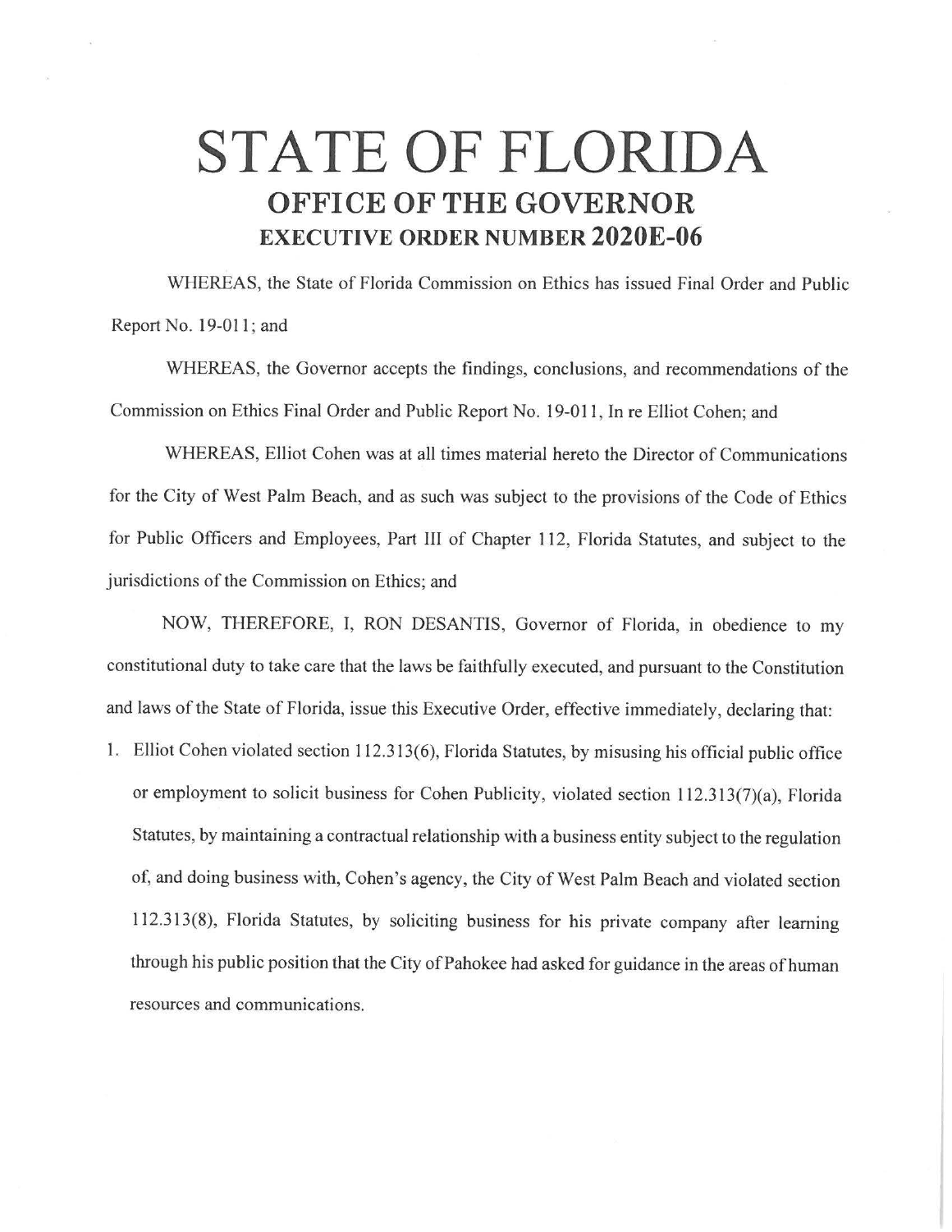# STATE OF FLORIDA

## OFFICE OF THE GOVERNOR

### EXECUTIVE ORDER NUMBER 2020E-06

WHEREAS, the State of Florida Commission on Ethics has issued Final Order and Public Report No. 19-011; and

WHEREAS, the Governor accepts the findings, conclusions, and recommendations of the Commission on Ethics Final Order and Public Report No. 19-011, In re Elliot Cohen; and

WHEREAS, Elliot Cohen was at all times material hereto the Director of Communications for the City of West Palm Beach, and as such was subject to the provisions of the Code of Ethics for Public Officers and Employees, Part III of Chapter 112, Florida Statutes, and subject to the jurisdictions of the Commission on Ethics; and

NOW, THEREFORE, I, RON DESANTIS, Governor of Florida, in obedience to my constitutional duty to take care that the laws be faithfully executed, and pursuant to the Constitution and laws of the State of Florida, issue this Executive Order, effective immediately, declaring that:

1. Elliot Cohen violated section 112.313(6), Florida Statutes, by misusing his official public office or employment to solicit business for Cohen Publicity, violated section 112.313(7)(a), Florida Statutes, by maintaining a contractual relationship with a business entity subject to the regulation of, and doing business with, Cohen's agency, the City of West Palm Beach and violated section 112.313(8), Florida Statutes, by soliciting business for his private company after learning through his public position that the City of Pahokee had asked for guidance in the areas of human resources and communications.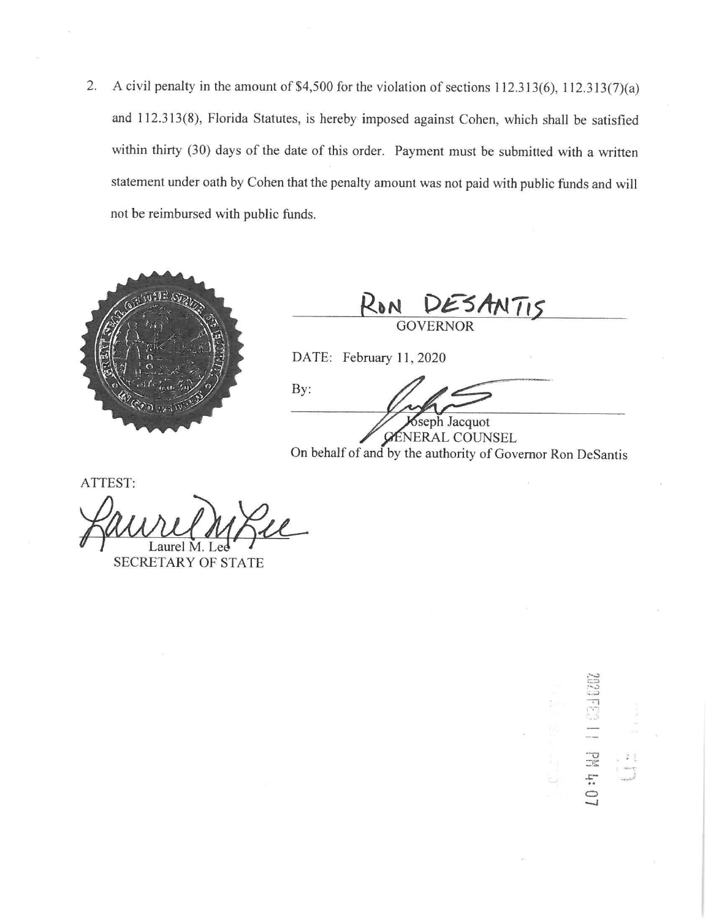2. A civil penalty in the amount of $4,500 for the violation of sections 112.313(6), 112.313(7)(a) and 112.313(8), Florida Statutes, is hereby imposed against Cohen, which shall be satisfied within thirty (30) days of the date of this order. Payment must be submitted with a written statement under oath by Cohen that the penalty amount was not paid with public funds and will not be reimbursed with public funds.

RON DESANTIS
GOVERNOR

DATE: February 11, 2020

By:

Joseph Jacquot
GENERAL COUNSEL
On behalf of and by the authority of Governor Ron DeSantis

ATTEST:

Laurel M. Lee
SECRETARY OF STATE

2020 FEB 11 PM 4:07